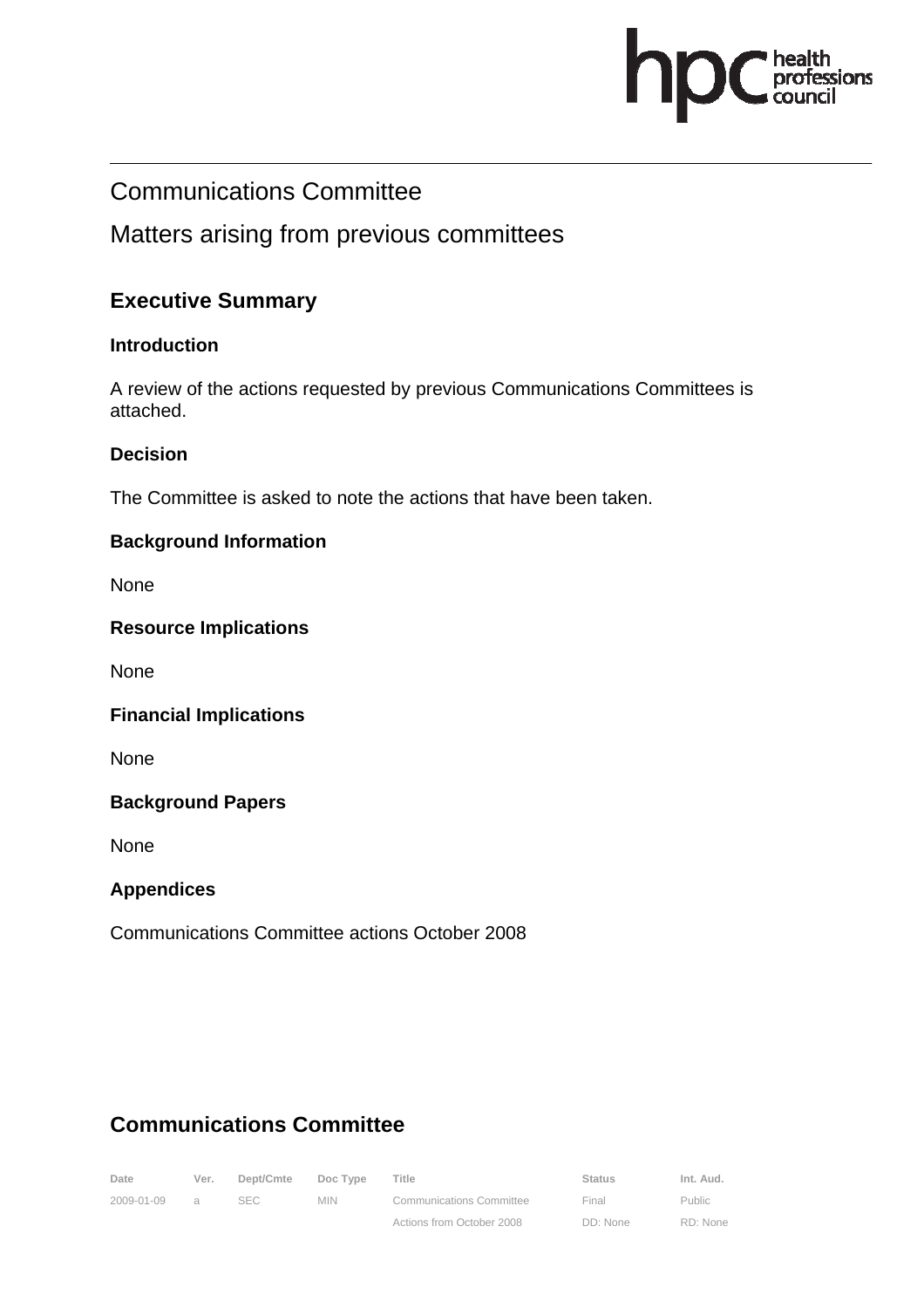# Communications Committee

## Matters arising from previous committees

## Executive Summary

### Introduction

A review of the actions requested by previous Communications Committees is attached.

### Decision

The Committee is asked to note the actions that have been taken.

### Background Information

None

### Resource Implications

None

### Financial Implications

None

### Background Papers

None

### Appendices

Communications Committee actions October 2008

## Communications Committee

| Date | Ver. | Dept/Cmte | Doc Type | Title | Status | Int. Aud. |
|---|---|---|---|---|---|---|
| 2009-01-09 | a | SEC | MIN | Communications Committee Actions from October 2008 | Final DD: None | Public RD: None |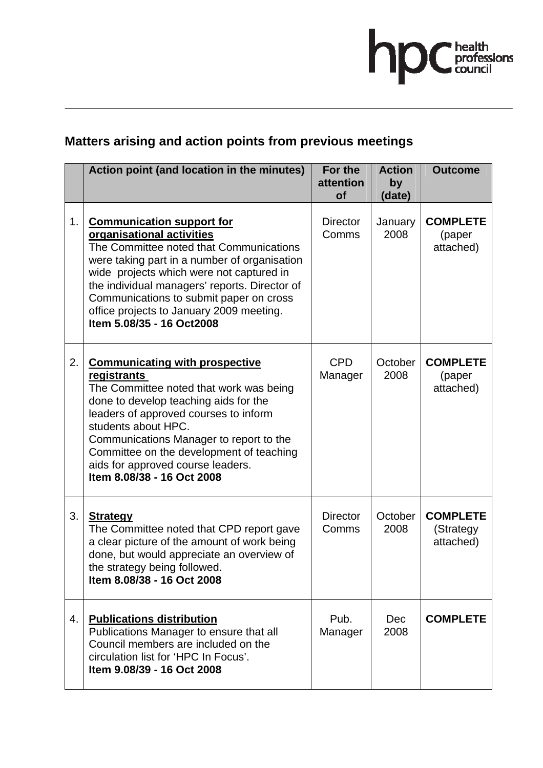## Matters arising and action points from previous meetings

| | Action point (and location in the minutes) | For the attention of | Action by (date) | Outcome |
|---|---|---|---|---|
| 1. | **Communication support for organisational activities** The Committee noted that Communications were taking part in a number of organisation wide projects which were not captured in the individual managers' reports. Director of Communications to submit paper on cross office projects to January 2009 meeting. **Item 5.08/35 - 16 Oct2008** | Director Comms | January 2008 | **COMPLETE** (paper attached) |
| 2. | **Communicating with prospective registrants** The Committee noted that work was being done to develop teaching aids for the leaders of approved courses to inform students about HPC. Communications Manager to report to the Committee on the development of teaching aids for approved course leaders. **Item 8.08/38 - 16 Oct 2008** | CPD Manager | October 2008 | **COMPLETE** (paper attached) |
| 3. | **Strategy** The Committee noted that CPD report gave a clear picture of the amount of work being done, but would appreciate an overview of the strategy being followed. **Item 8.08/38 - 16 Oct 2008** | Director Comms | October 2008 | **COMPLETE** (Strategy attached) |
| 4. | **Publications distribution** Publications Manager to ensure that all Council members are included on the circulation list for 'HPC In Focus'. **Item 9.08/39 - 16 Oct 2008** | Pub. Manager | Dec 2008 | **COMPLETE** |